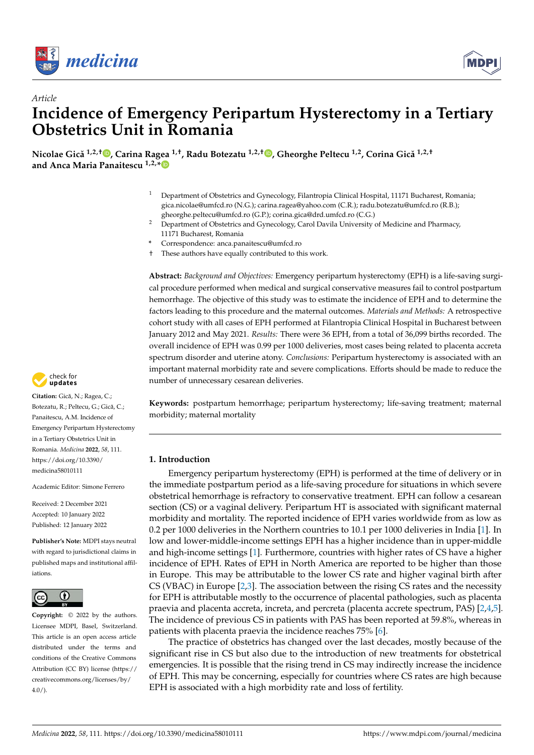*Article*

# Incidence of Emergency Peripartum Hysterectomy in a Tertiary Obstetrics Unit in Romania

**Nicolae Gică [1,2,†], Carina Ragea [1,†], Radu Botezatu [1,2,†], Gheorghe Peltecu [1,2], Corina Gică [1,2,†] and Anca Maria Panaitescu [1,2,*]**

[1] Department of Obstetrics and Gynecology, Filantropia Clinical Hospital, 11171 Bucharest, Romania; gica.nicolae@umfcd.ro (N.G.); carina.ragea@yahoo.com (C.R.); radu.botezatu@umfcd.ro (R.B.); gheorghe.peltecu@umfcd.ro (G.P.); corina.gica@drd.umfcd.ro (C.G.)

[2] Department of Obstetrics and Gynecology, Carol Davila University of Medicine and Pharmacy, 11171 Bucharest, Romania

\* Correspondence: anca.panaitescu@umfcd.ro

† These authors have equally contributed to this work.

**Citation:** Gică, N.; Ragea, C.; Botezatu, R.; Peltecu, G.; Gică, C.; Panaitescu, A.M. Incidence of Emergency Peripartum Hysterectomy in a Tertiary Obstetrics Unit in Romania. *Medicina* **2022**, *58*, 111. https://doi.org/10.3390/medicina58010111

Academic Editor: Simone Ferrero

Received: 2 December 2021
Accepted: 10 January 2022
Published: 12 January 2022

**Publisher's Note:** MDPI stays neutral with regard to jurisdictional claims in published maps and institutional affiliations.

**Copyright:** © 2022 by the authors. Licensee MDPI, Basel, Switzerland. This article is an open access article distributed under the terms and conditions of the Creative Commons Attribution (CC BY) license (https://creativecommons.org/licenses/by/4.0/).

**Abstract:** *Background and Objectives:* Emergency peripartum hysterectomy (EPH) is a life-saving surgical procedure performed when medical and surgical conservative measures fail to control postpartum hemorrhage. The objective of this study was to estimate the incidence of EPH and to determine the factors leading to this procedure and the maternal outcomes. *Materials and Methods:* A retrospective cohort study with all cases of EPH performed at Filantropia Clinical Hospital in Bucharest between January 2012 and May 2021. *Results:* There were 36 EPH, from a total of 36,099 births recorded. The overall incidence of EPH was 0.99 per 1000 deliveries, most cases being related to placenta accreta spectrum disorder and uterine atony. *Conclusions:* Peripartum hysterectomy is associated with an important maternal morbidity rate and severe complications. Efforts should be made to reduce the number of unnecessary cesarean deliveries.

**Keywords:** postpartum hemorrhage; peripartum hysterectomy; life-saving treatment; maternal morbidity; maternal mortality

## 1. Introduction

Emergency peripartum hysterectomy (EPH) is performed at the time of delivery or in the immediate postpartum period as a life-saving procedure for situations in which severe obstetrical hemorrhage is refractory to conservative treatment. EPH can follow a cesarean section (CS) or a vaginal delivery. Peripartum HT is associated with significant maternal morbidity and mortality. The reported incidence of EPH varies worldwide from as low as 0.2 per 1000 deliveries in the Northern countries to 10.1 per 1000 deliveries in India [1]. In low and lower-middle-income settings EPH has a higher incidence than in upper-middle and high-income settings [1]. Furthermore, countries with higher rates of CS have a higher incidence of EPH. Rates of EPH in North America are reported to be higher than those in Europe. This may be attributable to the lower CS rate and higher vaginal birth after CS (VBAC) in Europe [2,3]. The association between the rising CS rates and the necessity for EPH is attributable mostly to the occurrence of placental pathologies, such as placenta praevia and placenta accreta, increta, and percreta (placenta accrete spectrum, PAS) [2,4,5]. The incidence of previous CS in patients with PAS has been reported at 59.8%, whereas in patients with placenta praevia the incidence reaches 75% [6].

The practice of obstetrics has changed over the last decades, mostly because of the significant rise in CS but also due to the introduction of new treatments for obstetrical emergencies. It is possible that the rising trend in CS may indirectly increase the incidence of EPH. This may be concerning, especially for countries where CS rates are high because EPH is associated with a high morbidity rate and loss of fertility.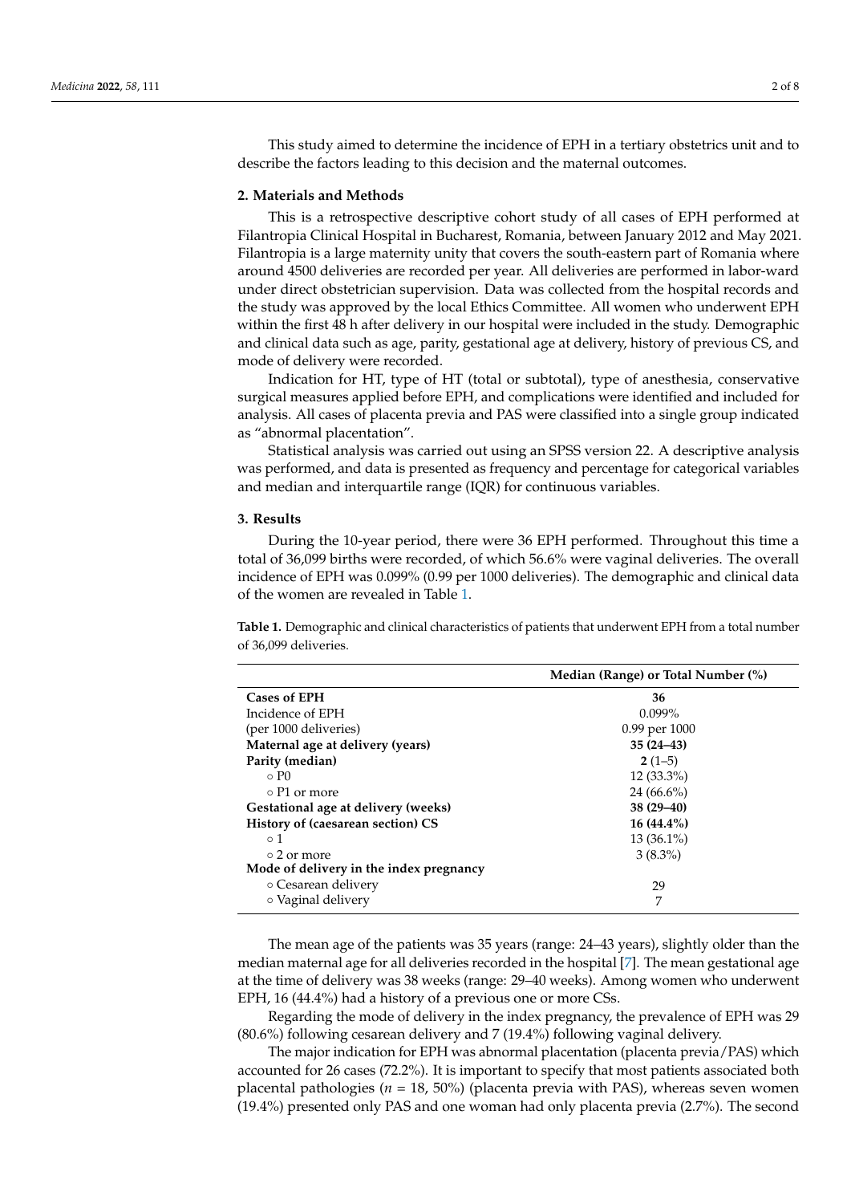This study aimed to determine the incidence of EPH in a tertiary obstetrics unit and to describe the factors leading to this decision and the maternal outcomes.

## 2. Materials and Methods

This is a retrospective descriptive cohort study of all cases of EPH performed at Filantropia Clinical Hospital in Bucharest, Romania, between January 2012 and May 2021. Filantropia is a large maternity unity that covers the south-eastern part of Romania where around 4500 deliveries are recorded per year. All deliveries are performed in labor-ward under direct obstetrician supervision. Data was collected from the hospital records and the study was approved by the local Ethics Committee. All women who underwent EPH within the first 48 h after delivery in our hospital were included in the study. Demographic and clinical data such as age, parity, gestational age at delivery, history of previous CS, and mode of delivery were recorded.

Indication for HT, type of HT (total or subtotal), type of anesthesia, conservative surgical measures applied before EPH, and complications were identified and included for analysis. All cases of placenta previa and PAS were classified into a single group indicated as "abnormal placentation".

Statistical analysis was carried out using an SPSS version 22. A descriptive analysis was performed, and data is presented as frequency and percentage for categorical variables and median and interquartile range (IQR) for continuous variables.

## 3. Results

During the 10-year period, there were 36 EPH performed. Throughout this time a total of 36,099 births were recorded, of which 56.6% were vaginal deliveries. The overall incidence of EPH was 0.099% (0.99 per 1000 deliveries). The demographic and clinical data of the women are revealed in Table 1.

**Table 1.** Demographic and clinical characteristics of patients that underwent EPH from a total number of 36,099 deliveries.

| | Median (Range) or Total Number (%) |
|---|---|
| **Cases of EPH** | **36** |
| Incidence of EPH | 0.099% |
| (per 1000 deliveries) | 0.99 per 1000 |
| **Maternal age at delivery (years)** | **35 (24–43)** |
| **Parity (median)** | **2** (1–5) |
| ○ P0 | 12 (33.3%) |
| ○ P1 or more | 24 (66.6%) |
| **Gestational age at delivery (weeks)** | **38 (29–40)** |
| **History of (caesarean section) CS** | **16 (44.4%)** |
| ○ 1 | 13 (36.1%) |
| ○ 2 or more | 3 (8.3%) |
| **Mode of delivery in the index pregnancy** | |
| ○ Cesarean delivery | 29 |
| ○ Vaginal delivery | 7 |

The mean age of the patients was 35 years (range: 24–43 years), slightly older than the median maternal age for all deliveries recorded in the hospital [7]. The mean gestational age at the time of delivery was 38 weeks (range: 29–40 weeks). Among women who underwent EPH, 16 (44.4%) had a history of a previous one or more CSs.

Regarding the mode of delivery in the index pregnancy, the prevalence of EPH was 29 (80.6%) following cesarean delivery and 7 (19.4%) following vaginal delivery.

The major indication for EPH was abnormal placentation (placenta previa/PAS) which accounted for 26 cases (72.2%). It is important to specify that most patients associated both placental pathologies ($n$ = 18, 50%) (placenta previa with PAS), whereas seven women (19.4%) presented only PAS and one woman had only placenta previa (2.7%). The second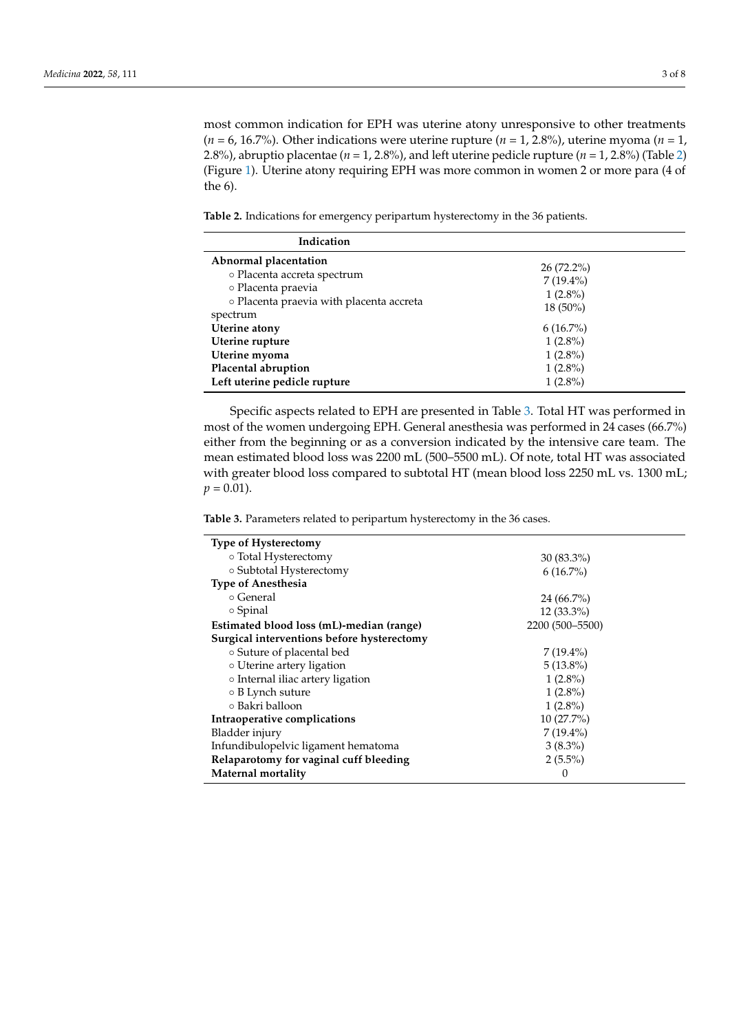most common indication for EPH was uterine atony unresponsive to other treatments ($n = 6$, 16.7%). Other indications were uterine rupture ($n = 1$, 2.8%), uterine myoma ($n = 1$, 2.8%), abruptio placentae ($n = 1$, 2.8%), and left uterine pedicle rupture ($n = 1$, 2.8%) (Table 2) (Figure 1). Uterine atony requiring EPH was more common in women 2 or more para (4 of the 6).

**Table 2.** Indications for emergency peripartum hysterectomy in the 36 patients.

| Indication | |
|---|---|
| **Abnormal placentation** | 26 (72.2%) |
| ○ Placenta accreta spectrum | 7 (19.4%) |
| ○ Placenta praevia | 1 (2.8%) |
| ○ Placenta praevia with placenta accreta spectrum | 18 (50%) |
| **Uterine atony** | 6 (16.7%) |
| **Uterine rupture** | 1 (2.8%) |
| **Uterine myoma** | 1 (2.8%) |
| **Placental abruption** | 1 (2.8%) |
| **Left uterine pedicle rupture** | 1 (2.8%) |

Specific aspects related to EPH are presented in Table 3. Total HT was performed in most of the women undergoing EPH. General anesthesia was performed in 24 cases (66.7%) either from the beginning or as a conversion indicated by the intensive care team. The mean estimated blood loss was 2200 mL (500–5500 mL). Of note, total HT was associated with greater blood loss compared to subtotal HT (mean blood loss 2250 mL vs. 1300 mL; $p = 0.01$).

**Table 3.** Parameters related to peripartum hysterectomy in the 36 cases.

| | |
|---|---|
| **Type of Hysterectomy** | |
| ○ Total Hysterectomy | 30 (83.3%) |
| ○ Subtotal Hysterectomy | 6 (16.7%) |
| **Type of Anesthesia** | |
| ○ General | 24 (66.7%) |
| ○ Spinal | 12 (33.3%) |
| **Estimated blood loss (mL)-median (range)** | 2200 (500–5500) |
| **Surgical interventions before hysterectomy** | |
| ○ Suture of placental bed | 7 (19.4%) |
| ○ Uterine artery ligation | 5 (13.8%) |
| ○ Internal iliac artery ligation | 1 (2.8%) |
| ○ B Lynch suture | 1 (2.8%) |
| ○ Bakri balloon | 1 (2.8%) |
| **Intraoperative complications** | 10 (27.7%) |
| Bladder injury | 7 (19.4%) |
| Infundibulopelvic ligament hematoma | 3 (8.3%) |
| **Relaparotomy for vaginal cuff bleeding** | 2 (5.5%) |
| **Maternal mortality** | 0 |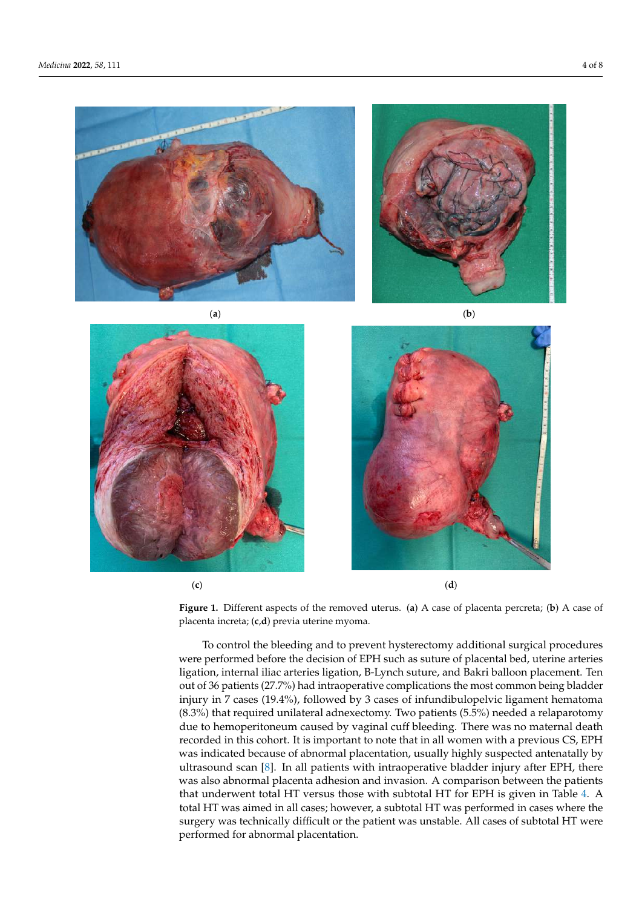(**a**) (**b**)

(**c**) (**d**)

**Figure 1.** Different aspects of the removed uterus. (**a**) A case of placenta percreta; (**b**) A case of placenta increta; (**c**,**d**) previa uterine myoma.

To control the bleeding and to prevent hysterectomy additional surgical procedures were performed before the decision of EPH such as suture of placental bed, uterine arteries ligation, internal iliac arteries ligation, B-Lynch suture, and Bakri balloon placement. Ten out of 36 patients (27.7%) had intraoperative complications the most common being bladder injury in 7 cases (19.4%), followed by 3 cases of infundibulopelvic ligament hematoma (8.3%) that required unilateral adnexectomy. Two patients (5.5%) needed a relaparotomy due to hemoperitoneum caused by vaginal cuff bleeding. There was no maternal death recorded in this cohort. It is important to note that in all women with a previous CS, EPH was indicated because of abnormal placentation, usually highly suspected antenatally by ultrasound scan [8]. In all patients with intraoperative bladder injury after EPH, there was also abnormal placenta adhesion and invasion. A comparison between the patients that underwent total HT versus those with subtotal HT for EPH is given in Table 4. A total HT was aimed in all cases; however, a subtotal HT was performed in cases where the surgery was technically difficult or the patient was unstable. All cases of subtotal HT were performed for abnormal placentation.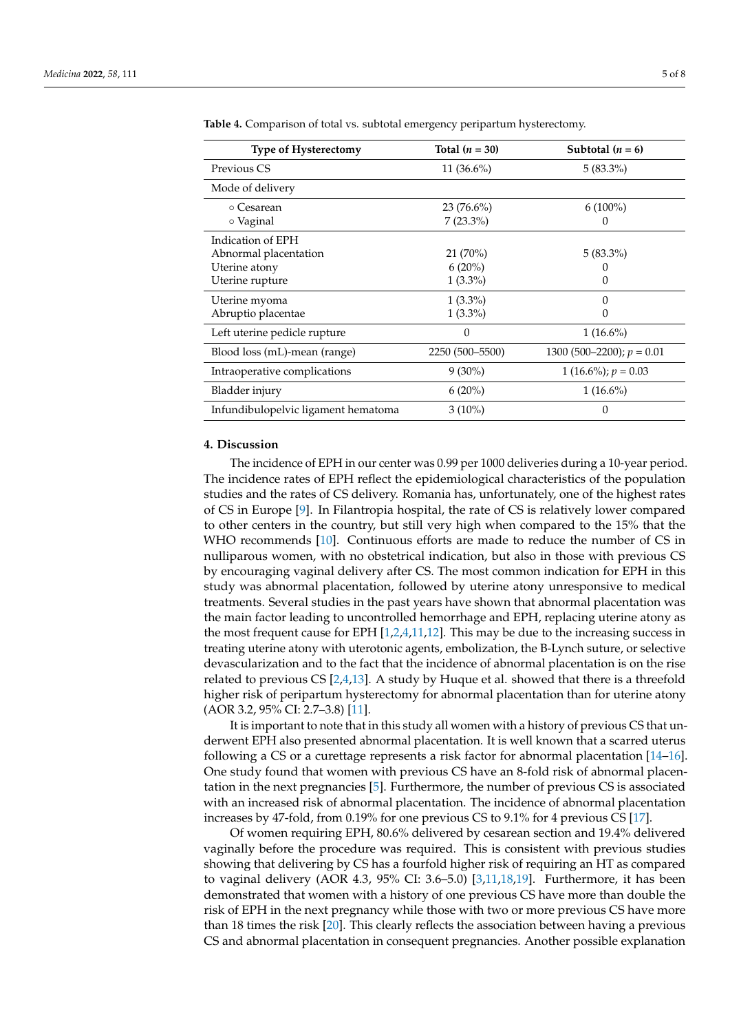**Table 4.** Comparison of total vs. subtotal emergency peripartum hysterectomy.

| Type of Hysterectomy | Total ($n$ = 30) | Subtotal ($n$ = 6) |
|---|---|---|
| Previous CS | 11 (36.6%) | 5 (83.3%) |
| Mode of delivery | | |
| ◦ Cesarean | 23 (76.6%) | 6 (100%) |
| ◦ Vaginal | 7 (23.3%) | 0 |
| Indication of EPH | | |
| Abnormal placentation | 21 (70%) | 5 (83.3%) |
| Uterine atony | 6 (20%) | 0 |
| Uterine rupture | 1 (3.3%) | 0 |
| Uterine myoma | 1 (3.3%) | 0 |
| Abruptio placentae | 1 (3.3%) | 0 |
| Left uterine pedicle rupture | 0 | 1 (16.6%) |
| Blood loss (mL)-mean (range) | 2250 (500–5500) | 1300 (500–2200); $p$ = 0.01 |
| Intraoperative complications | 9 (30%) | 1 (16.6%); $p$ = 0.03 |
| Bladder injury | 6 (20%) | 1 (16.6%) |
| Infundibulopelvic ligament hematoma | 3 (10%) | 0 |

## 4. Discussion

The incidence of EPH in our center was 0.99 per 1000 deliveries during a 10-year period. The incidence rates of EPH reflect the epidemiological characteristics of the population studies and the rates of CS delivery. Romania has, unfortunately, one of the highest rates of CS in Europe [9]. In Filantropia hospital, the rate of CS is relatively lower compared to other centers in the country, but still very high when compared to the 15% that the WHO recommends [10]. Continuous efforts are made to reduce the number of CS in nulliparous women, with no obstetrical indication, but also in those with previous CS by encouraging vaginal delivery after CS. The most common indication for EPH in this study was abnormal placentation, followed by uterine atony unresponsive to medical treatments. Several studies in the past years have shown that abnormal placentation was the main factor leading to uncontrolled hemorrhage and EPH, replacing uterine atony as the most frequent cause for EPH [1,2,4,11,12]. This may be due to the increasing success in treating uterine atony with uterotonic agents, embolization, the B-Lynch suture, or selective devascularization and to the fact that the incidence of abnormal placentation is on the rise related to previous CS [2,4,13]. A study by Huque et al. showed that there is a threefold higher risk of peripartum hysterectomy for abnormal placentation than for uterine atony (AOR 3.2, 95% CI: 2.7–3.8) [11].

It is important to note that in this study all women with a history of previous CS that underwent EPH also presented abnormal placentation. It is well known that a scarred uterus following a CS or a curettage represents a risk factor for abnormal placentation [14–16]. One study found that women with previous CS have an 8-fold risk of abnormal placentation in the next pregnancies [5]. Furthermore, the number of previous CS is associated with an increased risk of abnormal placentation. The incidence of abnormal placentation increases by 47-fold, from 0.19% for one previous CS to 9.1% for 4 previous CS [17].

Of women requiring EPH, 80.6% delivered by cesarean section and 19.4% delivered vaginally before the procedure was required. This is consistent with previous studies showing that delivering by CS has a fourfold higher risk of requiring an HT as compared to vaginal delivery (AOR 4.3, 95% CI: 3.6–5.0) [3,11,18,19]. Furthermore, it has been demonstrated that women with a history of one previous CS have more than double the risk of EPH in the next pregnancy while those with two or more previous CS have more than 18 times the risk [20]. This clearly reflects the association between having a previous CS and abnormal placentation in consequent pregnancies. Another possible explanation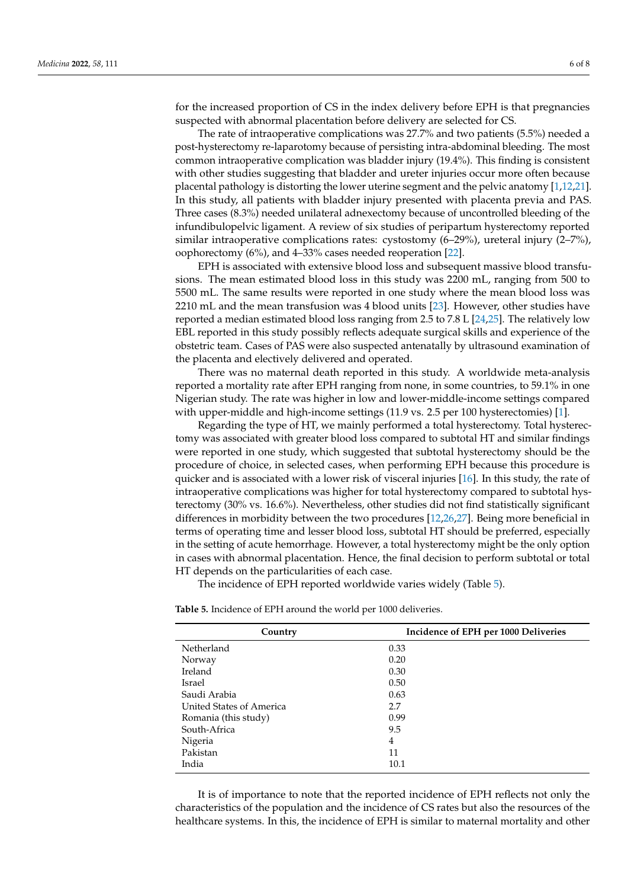for the increased proportion of CS in the index delivery before EPH is that pregnancies suspected with abnormal placentation before delivery are selected for CS.

The rate of intraoperative complications was 27.7% and two patients (5.5%) needed a post-hysterectomy re-laparotomy because of persisting intra-abdominal bleeding. The most common intraoperative complication was bladder injury (19.4%). This finding is consistent with other studies suggesting that bladder and ureter injuries occur more often because placental pathology is distorting the lower uterine segment and the pelvic anatomy [1,12,21]. In this study, all patients with bladder injury presented with placenta previa and PAS. Three cases (8.3%) needed unilateral adnexectomy because of uncontrolled bleeding of the infundibulopelvic ligament. A review of six studies of peripartum hysterectomy reported similar intraoperative complications rates: cystostomy (6–29%), ureteral injury (2–7%), oophorectomy (6%), and 4–33% cases needed reoperation [22].

EPH is associated with extensive blood loss and subsequent massive blood transfusions. The mean estimated blood loss in this study was 2200 mL, ranging from 500 to 5500 mL. The same results were reported in one study where the mean blood loss was 2210 mL and the mean transfusion was 4 blood units [23]. However, other studies have reported a median estimated blood loss ranging from 2.5 to 7.8 L [24,25]. The relatively low EBL reported in this study possibly reflects adequate surgical skills and experience of the obstetric team. Cases of PAS were also suspected antenatally by ultrasound examination of the placenta and electively delivered and operated.

There was no maternal death reported in this study. A worldwide meta-analysis reported a mortality rate after EPH ranging from none, in some countries, to 59.1% in one Nigerian study. The rate was higher in low and lower-middle-income settings compared with upper-middle and high-income settings (11.9 vs. 2.5 per 100 hysterectomies) [1].

Regarding the type of HT, we mainly performed a total hysterectomy. Total hysterectomy was associated with greater blood loss compared to subtotal HT and similar findings were reported in one study, which suggested that subtotal hysterectomy should be the procedure of choice, in selected cases, when performing EPH because this procedure is quicker and is associated with a lower risk of visceral injuries [16]. In this study, the rate of intraoperative complications was higher for total hysterectomy compared to subtotal hysterectomy (30% vs. 16.6%). Nevertheless, other studies did not find statistically significant differences in morbidity between the two procedures [12,26,27]. Being more beneficial in terms of operating time and lesser blood loss, subtotal HT should be preferred, especially in the setting of acute hemorrhage. However, a total hysterectomy might be the only option in cases with abnormal placentation. Hence, the final decision to perform subtotal or total HT depends on the particularities of each case.

The incidence of EPH reported worldwide varies widely (Table 5).

**Table 5.** Incidence of EPH around the world per 1000 deliveries.

| Country | Incidence of EPH per 1000 Deliveries |
| --- | --- |
| Netherland | 0.33 |
| Norway | 0.20 |
| Ireland | 0.30 |
| Israel | 0.50 |
| Saudi Arabia | 0.63 |
| United States of America | 2.7 |
| Romania (this study) | 0.99 |
| South-Africa | 9.5 |
| Nigeria | 4 |
| Pakistan | 11 |
| India | 10.1 |

It is of importance to note that the reported incidence of EPH reflects not only the characteristics of the population and the incidence of CS rates but also the resources of the healthcare systems. In this, the incidence of EPH is similar to maternal mortality and other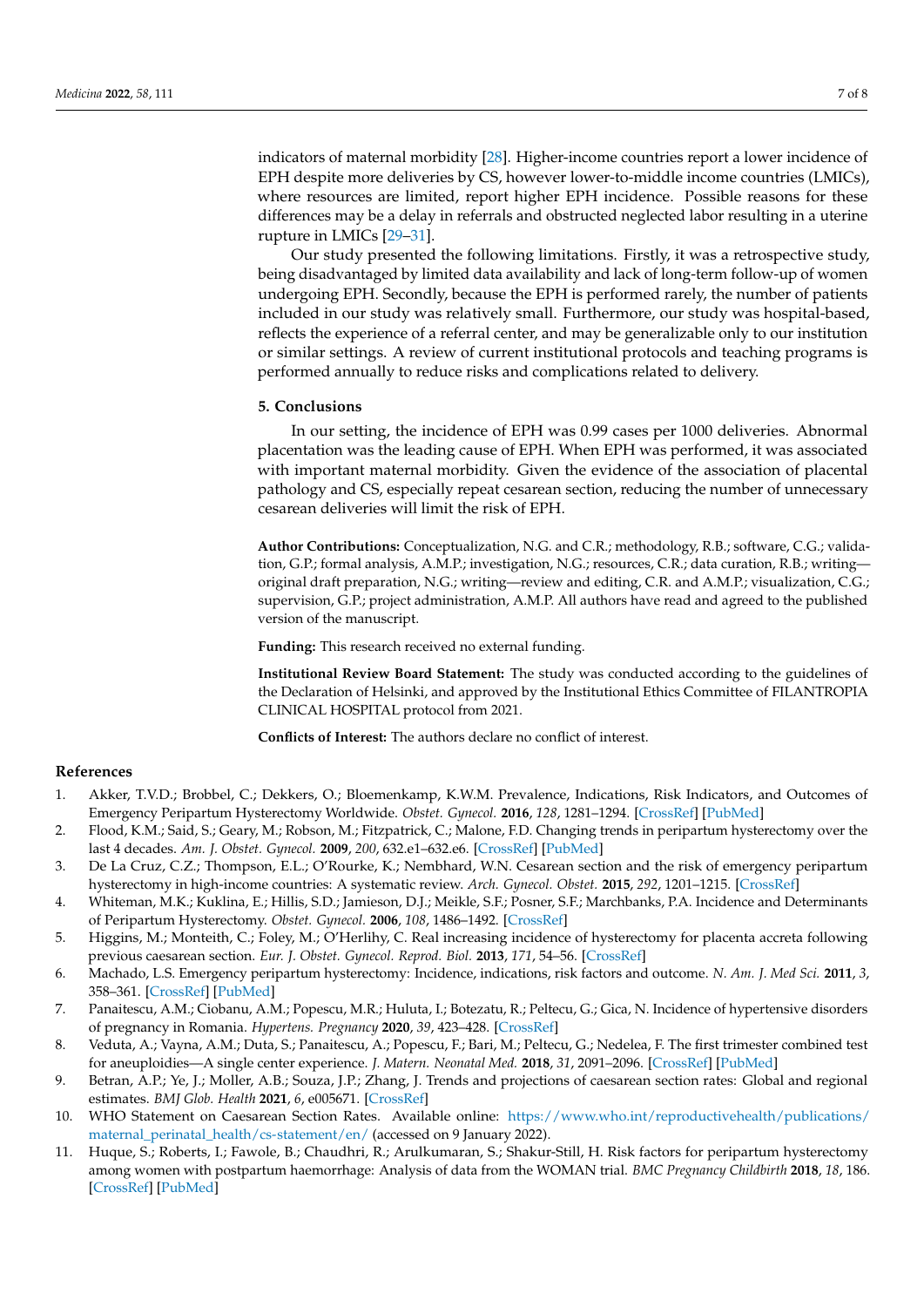indicators of maternal morbidity [28]. Higher-income countries report a lower incidence of EPH despite more deliveries by CS, however lower-to-middle income countries (LMICs), where resources are limited, report higher EPH incidence. Possible reasons for these differences may be a delay in referrals and obstructed neglected labor resulting in a uterine rupture in LMICs [29–31].

Our study presented the following limitations. Firstly, it was a retrospective study, being disadvantaged by limited data availability and lack of long-term follow-up of women undergoing EPH. Secondly, because the EPH is performed rarely, the number of patients included in our study was relatively small. Furthermore, our study was hospital-based, reflects the experience of a referral center, and may be generalizable only to our institution or similar settings. A review of current institutional protocols and teaching programs is performed annually to reduce risks and complications related to delivery.

## 5. Conclusions

In our setting, the incidence of EPH was 0.99 cases per 1000 deliveries. Abnormal placentation was the leading cause of EPH. When EPH was performed, it was associated with important maternal morbidity. Given the evidence of the association of placental pathology and CS, especially repeat cesarean section, reducing the number of unnecessary cesarean deliveries will limit the risk of EPH.

**Author Contributions:** Conceptualization, N.G. and C.R.; methodology, R.B.; software, C.G.; validation, G.P.; formal analysis, A.M.P.; investigation, N.G.; resources, C.R.; data curation, R.B.; writing—original draft preparation, N.G.; writing—review and editing, C.R. and A.M.P.; visualization, C.G.; supervision, G.P.; project administration, A.M.P. All authors have read and agreed to the published version of the manuscript.

**Funding:** This research received no external funding.

**Institutional Review Board Statement:** The study was conducted according to the guidelines of the Declaration of Helsinki, and approved by the Institutional Ethics Committee of FILANTROPIA CLINICAL HOSPITAL protocol from 2021.

**Conflicts of Interest:** The authors declare no conflict of interest.

## References

1. Akker, T.V.D.; Brobbel, C.; Dekkers, O.; Bloemenkamp, K.W.M. Prevalence, Indications, Risk Indicators, and Outcomes of Emergency Peripartum Hysterectomy Worldwide. *Obstet. Gynecol.* **2016**, *128*, 1281–1294. [CrossRef] [PubMed]
2. Flood, K.M.; Said, S.; Geary, M.; Robson, M.; Fitzpatrick, C.; Malone, F.D. Changing trends in peripartum hysterectomy over the last 4 decades. *Am. J. Obstet. Gynecol.* **2009**, *200*, 632.e1–632.e6. [CrossRef] [PubMed]
3. De La Cruz, C.Z.; Thompson, E.L.; O'Rourke, K.; Nembhard, W.N. Cesarean section and the risk of emergency peripartum hysterectomy in high-income countries: A systematic review. *Arch. Gynecol. Obstet.* **2015**, *292*, 1201–1215. [CrossRef]
4. Whiteman, M.K.; Kuklina, E.; Hillis, S.D.; Jamieson, D.J.; Meikle, S.F.; Posner, S.F.; Marchbanks, P.A. Incidence and Determinants of Peripartum Hysterectomy. *Obstet. Gynecol.* **2006**, *108*, 1486–1492. [CrossRef]
5. Higgins, M.; Monteith, C.; Foley, M.; O'Herlihy, C. Real increasing incidence of hysterectomy for placenta accreta following previous caesarean section. *Eur. J. Obstet. Gynecol. Reprod. Biol.* **2013**, *171*, 54–56. [CrossRef]
6. Machado, L.S. Emergency peripartum hysterectomy: Incidence, indications, risk factors and outcome. *N. Am. J. Med Sci.* **2011**, *3*, 358–361. [CrossRef] [PubMed]
7. Panaitescu, A.M.; Ciobanu, A.M.; Popescu, M.R.; Huluta, I.; Botezatu, R.; Peltecu, G.; Gica, N. Incidence of hypertensive disorders of pregnancy in Romania. *Hypertens. Pregnancy* **2020**, *39*, 423–428. [CrossRef]
8. Veduta, A.; Vayna, A.M.; Duta, S.; Panaitescu, A.; Popescu, F.; Bari, M.; Peltecu, G.; Nedelea, F. The first trimester combined test for aneuploidies—A single center experience. *J. Matern. Neonatal Med.* **2018**, *31*, 2091–2096. [CrossRef] [PubMed]
9. Betran, A.P.; Ye, J.; Moller, A.B.; Souza, J.P.; Zhang, J. Trends and projections of caesarean section rates: Global and regional estimates. *BMJ Glob. Health* **2021**, *6*, e005671. [CrossRef]
10. WHO Statement on Caesarean Section Rates. Available online: https://www.who.int/reproductivehealth/publications/maternal_perinatal_health/cs-statement/en/ (accessed on 9 January 2022).
11. Huque, S.; Roberts, I.; Fawole, B.; Chaudhri, R.; Arulkumaran, S.; Shakur-Still, H. Risk factors for peripartum hysterectomy among women with postpartum haemorrhage: Analysis of data from the WOMAN trial. *BMC Pregnancy Childbirth* **2018**, *18*, 186. [CrossRef] [PubMed]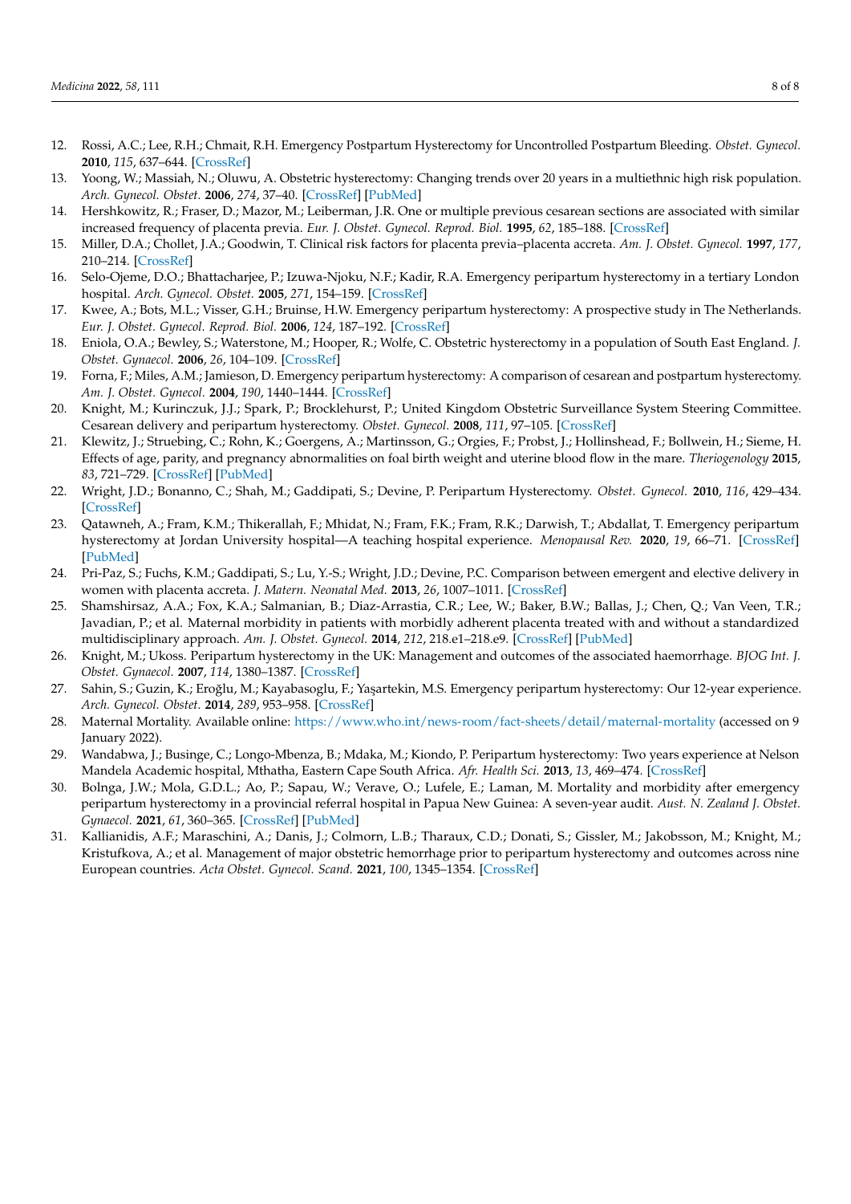12. Rossi, A.C.; Lee, R.H.; Chmait, R.H. Emergency Postpartum Hysterectomy for Uncontrolled Postpartum Bleeding. *Obstet. Gynecol.* **2010**, *115*, 637–644. [CrossRef]
13. Yoong, W.; Massiah, N.; Oluwu, A. Obstetric hysterectomy: Changing trends over 20 years in a multiethnic high risk population. *Arch. Gynecol. Obstet.* **2006**, *274*, 37–40. [CrossRef] [PubMed]
14. Hershkowitz, R.; Fraser, D.; Mazor, M.; Leiberman, J.R. One or multiple previous cesarean sections are associated with similar increased frequency of placenta previa. *Eur. J. Obstet. Gynecol. Reprod. Biol.* **1995**, *62*, 185–188. [CrossRef]
15. Miller, D.A.; Chollet, J.A.; Goodwin, T. Clinical risk factors for placenta previa–placenta accreta. *Am. J. Obstet. Gynecol.* **1997**, *177*, 210–214. [CrossRef]
16. Selo-Ojeme, D.O.; Bhattacharjee, P.; Izuwa-Njoku, N.F.; Kadir, R.A. Emergency peripartum hysterectomy in a tertiary London hospital. *Arch. Gynecol. Obstet.* **2005**, *271*, 154–159. [CrossRef]
17. Kwee, A.; Bots, M.L.; Visser, G.H.; Bruinse, H.W. Emergency peripartum hysterectomy: A prospective study in The Netherlands. *Eur. J. Obstet. Gynecol. Reprod. Biol.* **2006**, *124*, 187–192. [CrossRef]
18. Eniola, O.A.; Bewley, S.; Waterstone, M.; Hooper, R.; Wolfe, C. Obstetric hysterectomy in a population of South East England. *J. Obstet. Gynaecol.* **2006**, *26*, 104–109. [CrossRef]
19. Forna, F.; Miles, A.M.; Jamieson, D. Emergency peripartum hysterectomy: A comparison of cesarean and postpartum hysterectomy. *Am. J. Obstet. Gynecol.* **2004**, *190*, 1440–1444. [CrossRef]
20. Knight, M.; Kurinczuk, J.J.; Spark, P.; Brocklehurst, P.; United Kingdom Obstetric Surveillance System Steering Committee. Cesarean delivery and peripartum hysterectomy. *Obstet. Gynecol.* **2008**, *111*, 97–105. [CrossRef]
21. Klewitz, J.; Struebing, C.; Rohn, K.; Goergens, A.; Martinsson, G.; Orgies, F.; Probst, J.; Hollinshead, F.; Bollwein, H.; Sieme, H. Effects of age, parity, and pregnancy abnormalities on foal birth weight and uterine blood flow in the mare. *Theriogenology* **2015**, *83*, 721–729. [CrossRef] [PubMed]
22. Wright, J.D.; Bonanno, C.; Shah, M.; Gaddipati, S.; Devine, P. Peripartum Hysterectomy. *Obstet. Gynecol.* **2010**, *116*, 429–434. [CrossRef]
23. Qatawneh, A.; Fram, K.M.; Thikerallah, F.; Mhidat, N.; Fram, F.K.; Fram, R.K.; Darwish, T.; Abdallat, T. Emergency peripartum hysterectomy at Jordan University hospital—A teaching hospital experience. *Menopausal Rev.* **2020**, *19*, 66–71. [CrossRef] [PubMed]
24. Pri-Paz, S.; Fuchs, K.M.; Gaddipati, S.; Lu, Y.-S.; Wright, J.D.; Devine, P.C. Comparison between emergent and elective delivery in women with placenta accreta. *J. Matern. Neonatal Med.* **2013**, *26*, 1007–1011. [CrossRef]
25. Shamshirsaz, A.A.; Fox, K.A.; Salmanian, B.; Diaz-Arrastia, C.R.; Lee, W.; Baker, B.W.; Ballas, J.; Chen, Q.; Van Veen, T.R.; Javadian, P.; et al. Maternal morbidity in patients with morbidly adherent placenta treated with and without a standardized multidisciplinary approach. *Am. J. Obstet. Gynecol.* **2014**, *212*, 218.e1–218.e9. [CrossRef] [PubMed]
26. Knight, M.; Ukoss. Peripartum hysterectomy in the UK: Management and outcomes of the associated haemorrhage. *BJOG Int. J. Obstet. Gynaecol.* **2007**, *114*, 1380–1387. [CrossRef]
27. Sahin, S.; Guzin, K.; Eroğlu, M.; Kayabasoglu, F.; Yaşartekin, M.S. Emergency peripartum hysterectomy: Our 12-year experience. *Arch. Gynecol. Obstet.* **2014**, *289*, 953–958. [CrossRef]
28. Maternal Mortality. Available online: https://www.who.int/news-room/fact-sheets/detail/maternal-mortality (accessed on 9 January 2022).
29. Wandabwa, J.; Businge, C.; Longo-Mbenza, B.; Mdaka, M.; Kiondo, P. Peripartum hysterectomy: Two years experience at Nelson Mandela Academic hospital, Mthatha, Eastern Cape South Africa. *Afr. Health Sci.* **2013**, *13*, 469–474. [CrossRef]
30. Bolnga, J.W.; Mola, G.D.L.; Ao, P.; Sapau, W.; Verave, O.; Lufele, E.; Laman, M. Mortality and morbidity after emergency peripartum hysterectomy in a provincial referral hospital in Papua New Guinea: A seven-year audit. *Aust. N. Zealand J. Obstet. Gynaecol.* **2021**, *61*, 360–365. [CrossRef] [PubMed]
31. Kallianidis, A.F.; Maraschini, A.; Danis, J.; Colmorn, L.B.; Tharaux, C.D.; Donati, S.; Gissler, M.; Jakobsson, M.; Knight, M.; Kristufkova, A.; et al. Management of major obstetric hemorrhage prior to peripartum hysterectomy and outcomes across nine European countries. *Acta Obstet. Gynecol. Scand.* **2021**, *100*, 1345–1354. [CrossRef]